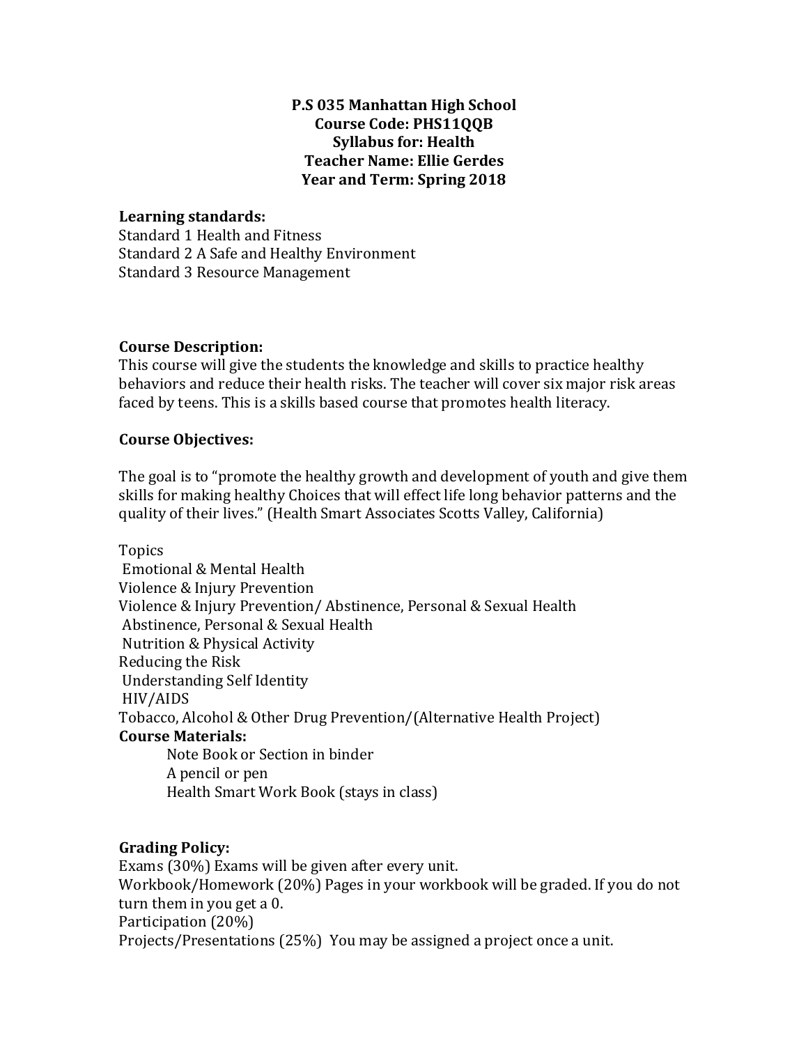**P.S 035 Manhattan High School**
**Course Code: PHS11QQB**
**Syllabus for: Health**
**Teacher Name: Ellie Gerdes**
**Year and Term: Spring 2018**

**Learning standards:**
Standard 1 Health and Fitness
Standard 2 A Safe and Healthy Environment
Standard 3 Resource Management

**Course Description:**
This course will give the students the knowledge and skills to practice healthy behaviors and reduce their health risks. The teacher will cover six major risk areas faced by teens. This is a skills based course that promotes health literacy.

**Course Objectives:**

The goal is to "promote the healthy growth and development of youth and give them skills for making healthy Choices that will effect life long behavior patterns and the quality of their lives." (Health Smart Associates Scotts Valley, California)

Topics
Emotional & Mental Health
Violence & Injury Prevention
Violence & Injury Prevention/ Abstinence, Personal & Sexual Health
Abstinence, Personal & Sexual Health
Nutrition & Physical Activity
Reducing the Risk
Understanding Self Identity
HIV/AIDS
Tobacco, Alcohol & Other Drug Prevention/(Alternative Health Project)

**Course Materials:**
Note Book or Section in binder
A pencil or pen
Health Smart Work Book (stays in class)

**Grading Policy:**
Exams (30%) Exams will be given after every unit.
Workbook/Homework (20%) Pages in your workbook will be graded. If you do not turn them in you get a 0.
Participation (20%)
Projects/Presentations (25%) You may be assigned a project once a unit.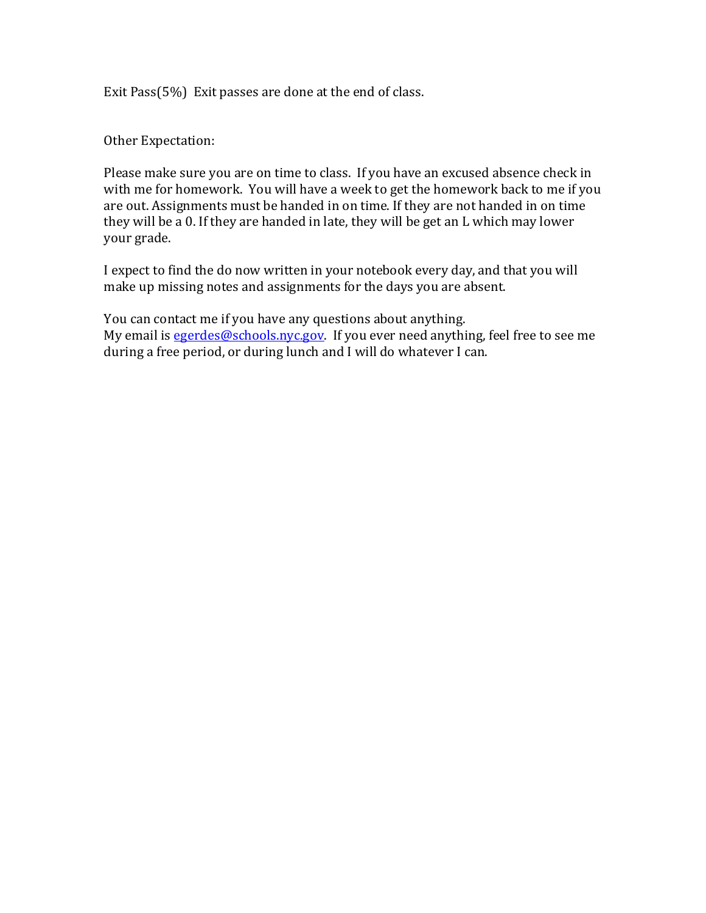Exit Pass(5%) Exit passes are done at the end of class.

Other Expectation:

Please make sure you are on time to class. If you have an excused absence check in with me for homework. You will have a week to get the homework back to me if you are out. Assignments must be handed in on time. If they are not handed in on time they will be a 0. If they are handed in late, they will be get an L which may lower your grade.

I expect to find the do now written in your notebook every day, and that you will make up missing notes and assignments for the days you are absent.

You can contact me if you have any questions about anything.
My email is egerdes@schools.nyc.gov. If you ever need anything, feel free to see me during a free period, or during lunch and I will do whatever I can.